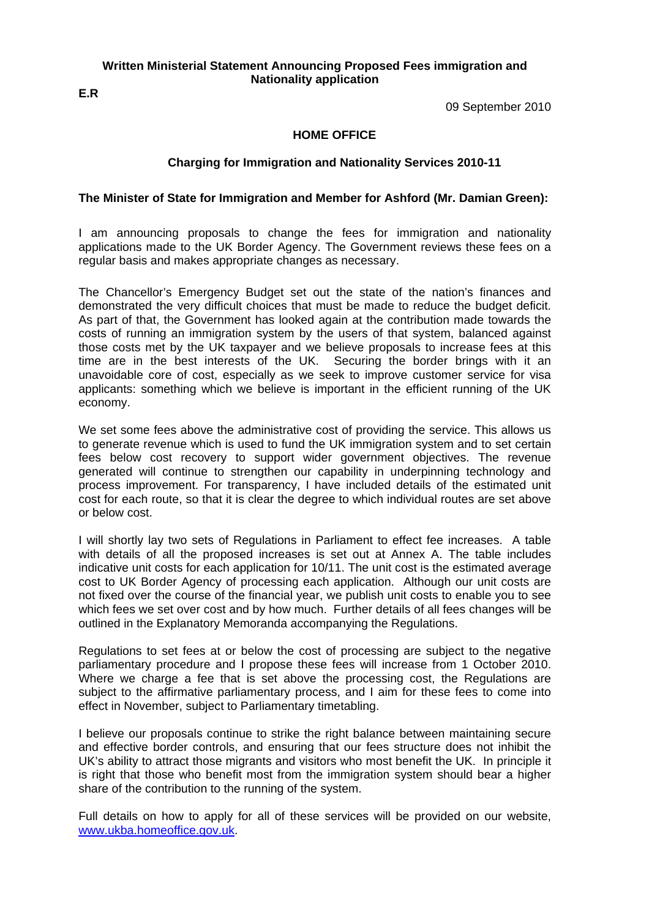**Written Ministerial Statement Announcing Proposed Fees immigration and Nationality application**

**E.R**

09 September 2010

**HOME OFFICE**

**Charging for Immigration and Nationality Services 2010-11**

**The Minister of State for Immigration and Member for Ashford (Mr. Damian Green):**

I am announcing proposals to change the fees for immigration and nationality applications made to the UK Border Agency. The Government reviews these fees on a regular basis and makes appropriate changes as necessary.

The Chancellor's Emergency Budget set out the state of the nation's finances and demonstrated the very difficult choices that must be made to reduce the budget deficit. As part of that, the Government has looked again at the contribution made towards the costs of running an immigration system by the users of that system, balanced against those costs met by the UK taxpayer and we believe proposals to increase fees at this time are in the best interests of the UK. Securing the border brings with it an unavoidable core of cost, especially as we seek to improve customer service for visa applicants: something which we believe is important in the efficient running of the UK economy.

We set some fees above the administrative cost of providing the service. This allows us to generate revenue which is used to fund the UK immigration system and to set certain fees below cost recovery to support wider government objectives. The revenue generated will continue to strengthen our capability in underpinning technology and process improvement. For transparency, I have included details of the estimated unit cost for each route, so that it is clear the degree to which individual routes are set above or below cost.

I will shortly lay two sets of Regulations in Parliament to effect fee increases. A table with details of all the proposed increases is set out at Annex A. The table includes indicative unit costs for each application for 10/11. The unit cost is the estimated average cost to UK Border Agency of processing each application. Although our unit costs are not fixed over the course of the financial year, we publish unit costs to enable you to see which fees we set over cost and by how much. Further details of all fees changes will be outlined in the Explanatory Memoranda accompanying the Regulations.

Regulations to set fees at or below the cost of processing are subject to the negative parliamentary procedure and I propose these fees will increase from 1 October 2010. Where we charge a fee that is set above the processing cost, the Regulations are subject to the affirmative parliamentary process, and I aim for these fees to come into effect in November, subject to Parliamentary timetabling.

I believe our proposals continue to strike the right balance between maintaining secure and effective border controls, and ensuring that our fees structure does not inhibit the UK's ability to attract those migrants and visitors who most benefit the UK. In principle it is right that those who benefit most from the immigration system should bear a higher share of the contribution to the running of the system.

Full details on how to apply for all of these services will be provided on our website, [www.ukba.homeoffice.gov.uk](http://www.ukba.homeoffice.gov.uk).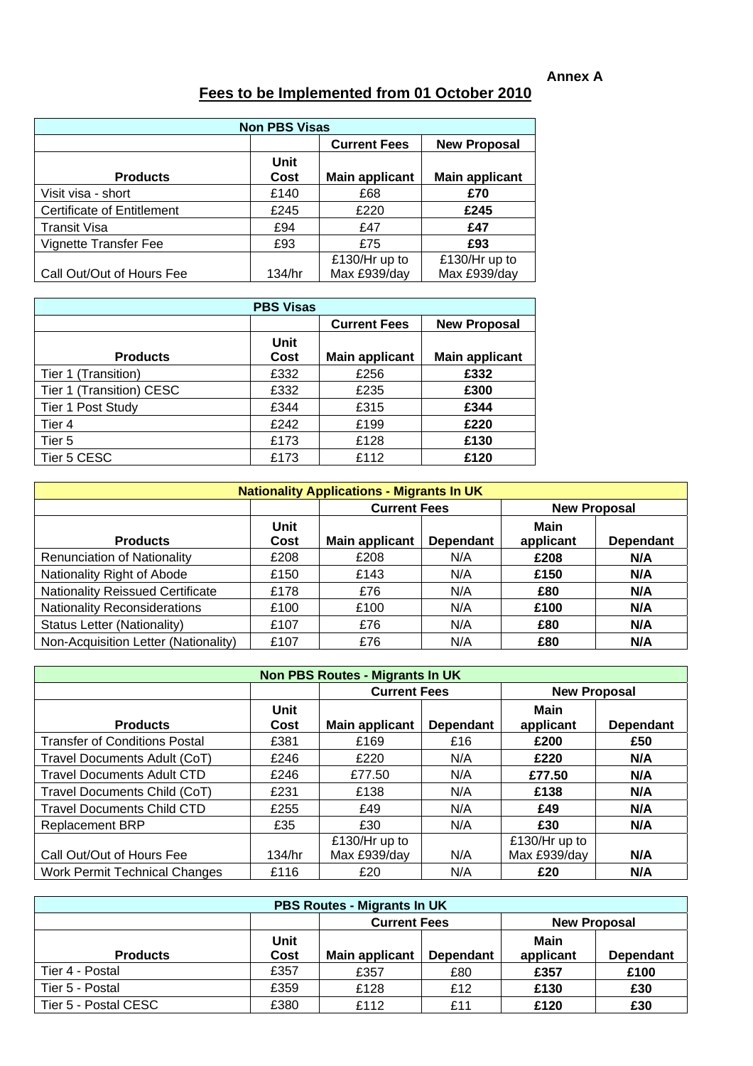**Annex A**

## Fees to be Implemented from 01 October 2010

| Non PBS Visas | | | |
|---|---|---|---|
| | | **Current Fees** | **New Proposal** |
| **Products** | **Unit Cost** | **Main applicant** | **Main applicant** |
| Visit visa - short | £140 | £68 | **£70** |
| Certificate of Entitlement | £245 | £220 | **£245** |
| Transit Visa | £94 | £47 | **£47** |
| Vignette Transfer Fee | £93 | £75 | **£93** |
| Call Out/Out of Hours Fee | 134/hr | £130/Hr up to Max £939/day | £130/Hr up to Max £939/day |

| PBS Visas | | | |
|---|---|---|---|
| | | **Current Fees** | **New Proposal** |
| **Products** | **Unit Cost** | **Main applicant** | **Main applicant** |
| Tier 1 (Transition) | £332 | £256 | **£332** |
| Tier 1 (Transition) CESC | £332 | £235 | **£300** |
| Tier 1 Post Study | £344 | £315 | **£344** |
| Tier 4 | £242 | £199 | **£220** |
| Tier 5 | £173 | £128 | **£130** |
| Tier 5 CESC | £173 | £112 | **£120** |

| Nationality Applications - Migrants In UK | | | | | |
|---|---|---|---|---|---|
| | | **Current Fees** | | **New Proposal** | |
| **Products** | **Unit Cost** | **Main applicant** | **Dependant** | **Main applicant** | **Dependant** |
| Renunciation of Nationality | £208 | £208 | N/A | **£208** | **N/A** |
| Nationality Right of Abode | £150 | £143 | N/A | **£150** | **N/A** |
| Nationality Reissued Certificate | £178 | £76 | N/A | **£80** | **N/A** |
| Nationality Reconsiderations | £100 | £100 | N/A | **£100** | **N/A** |
| Status Letter (Nationality) | £107 | £76 | N/A | **£80** | **N/A** |
| Non-Acquisition Letter (Nationality) | £107 | £76 | N/A | **£80** | **N/A** |

| Non PBS Routes - Migrants In UK | | | | | |
|---|---|---|---|---|---|
| | | **Current Fees** | | **New Proposal** | |
| **Products** | **Unit Cost** | **Main applicant** | **Dependant** | **Main applicant** | **Dependant** |
| Transfer of Conditions Postal | £381 | £169 | £16 | **£200** | **£50** |
| Travel Documents Adult (CoT) | £246 | £220 | N/A | **£220** | **N/A** |
| Travel Documents Adult CTD | £246 | £77.50 | N/A | **£77.50** | **N/A** |
| Travel Documents Child (CoT) | £231 | £138 | N/A | **£138** | **N/A** |
| Travel Documents Child CTD | £255 | £49 | N/A | **£49** | **N/A** |
| Replacement BRP | £35 | £30 | N/A | **£30** | **N/A** |
| Call Out/Out of Hours Fee | 134/hr | £130/Hr up to Max £939/day | N/A | £130/Hr up to Max £939/day | **N/A** |
| Work Permit Technical Changes | £116 | £20 | N/A | **£20** | **N/A** |

| PBS Routes - Migrants In UK | | | | | |
|---|---|---|---|---|---|
| | | **Current Fees** | | **New Proposal** | |
| **Products** | **Unit Cost** | **Main applicant** | **Dependant** | **Main applicant** | **Dependant** |
| Tier 4 - Postal | £357 | £357 | £80 | **£357** | **£100** |
| Tier 5 - Postal | £359 | £128 | £12 | **£130** | **£30** |
| Tier 5 - Postal CESC | £380 | £112 | £11 | **£120** | **£30** |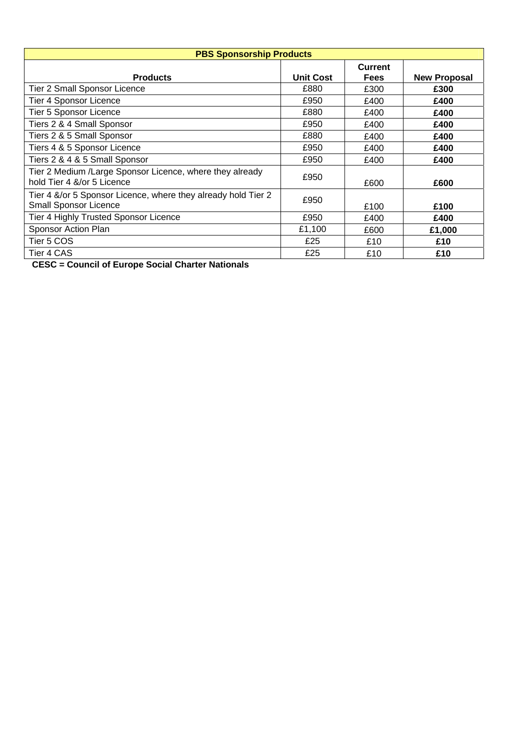| PBS Sponsorship Products | | | |
|---|---|---|---|
| **Products** | **Unit Cost** | **Current Fees** | **New Proposal** |
| Tier 2 Small Sponsor Licence | £880 | £300 | **£300** |
| Tier 4 Sponsor Licence | £950 | £400 | **£400** |
| Tier 5 Sponsor Licence | £880 | £400 | **£400** |
| Tiers 2 & 4 Small Sponsor | £950 | £400 | **£400** |
| Tiers 2 & 5 Small Sponsor | £880 | £400 | **£400** |
| Tiers 4 & 5 Sponsor Licence | £950 | £400 | **£400** |
| Tiers 2 & 4 & 5 Small Sponsor | £950 | £400 | **£400** |
| Tier 2 Medium /Large Sponsor Licence, where they already hold Tier 4 &/or 5 Licence | £950 | £600 | **£600** |
| Tier 4 &/or 5 Sponsor Licence, where they already hold Tier 2 Small Sponsor Licence | £950 | £100 | **£100** |
| Tier 4 Highly Trusted Sponsor Licence | £950 | £400 | **£400** |
| Sponsor Action Plan | £1,100 | £600 | **£1,000** |
| Tier 5 COS | £25 | £10 | **£10** |
| Tier 4 CAS | £25 | £10 | **£10** |

**CESC = Council of Europe Social Charter Nationals**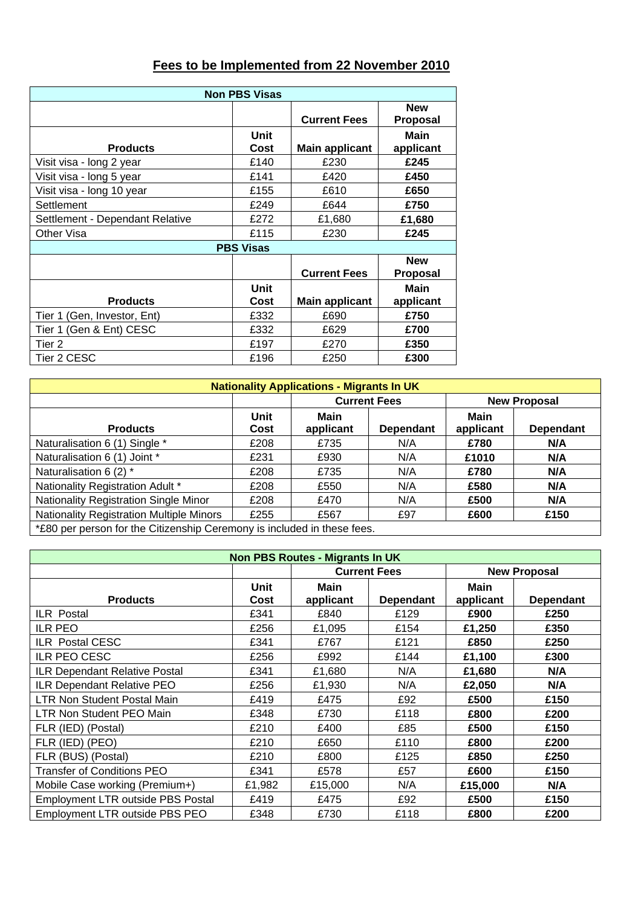## Fees to be Implemented from 22 November 2010

| Non PBS Visas | | | |
|---|---|---|---|
| | | Current Fees | New Proposal |
| Products | Unit Cost | Main applicant | Main applicant |
| Visit visa - long 2 year | £140 | £230 | **£245** |
| Visit visa - long 5 year | £141 | £420 | **£450** |
| Visit visa - long 10 year | £155 | £610 | **£650** |
| Settlement | £249 | £644 | **£750** |
| Settlement - Dependant Relative | £272 | £1,680 | **£1,680** |
| Other Visa | £115 | £230 | **£245** |
| **PBS Visas** | | | |
| | | Current Fees | New Proposal |
| Products | Unit Cost | Main applicant | Main applicant |
| Tier 1 (Gen, Investor, Ent) | £332 | £690 | **£750** |
| Tier 1 (Gen & Ent) CESC | £332 | £629 | **£700** |
| Tier 2 | £197 | £270 | **£350** |
| Tier 2 CESC | £196 | £250 | **£300** |

| Nationality Applications - Migrants In UK | | | | | |
|---|---|---|---|---|---|
| | | Current Fees | | New Proposal | |
| Products | Unit Cost | Main applicant | Dependant | Main applicant | Dependant |
| Naturalisation 6 (1) Single * | £208 | £735 | N/A | **£780** | **N/A** |
| Naturalisation 6 (1) Joint * | £231 | £930 | N/A | **£1010** | **N/A** |
| Naturalisation 6 (2) * | £208 | £735 | N/A | **£780** | **N/A** |
| Nationality Registration Adult * | £208 | £550 | N/A | **£580** | **N/A** |
| Nationality Registration Single Minor | £208 | £470 | N/A | **£500** | **N/A** |
| Nationality Registration Multiple Minors | £255 | £567 | £97 | **£600** | **£150** |

*£80 per person for the Citizenship Ceremony is included in these fees.

| Non PBS Routes - Migrants In UK | | | | | |
|---|---|---|---|---|---|
| | | Current Fees | | New Proposal | |
| Products | Unit Cost | Main applicant | Dependant | Main applicant | Dependant |
| ILR Postal | £341 | £840 | £129 | **£900** | **£250** |
| ILR PEO | £256 | £1,095 | £154 | **£1,250** | **£350** |
| ILR Postal CESC | £341 | £767 | £121 | **£850** | **£250** |
| ILR PEO CESC | £256 | £992 | £144 | **£1,100** | **£300** |
| ILR Dependant Relative Postal | £341 | £1,680 | N/A | **£1,680** | **N/A** |
| ILR Dependant Relative PEO | £256 | £1,930 | N/A | **£2,050** | **N/A** |
| LTR Non Student Postal Main | £419 | £475 | £92 | **£500** | **£150** |
| LTR Non Student PEO Main | £348 | £730 | £118 | **£800** | **£200** |
| FLR (IED) (Postal) | £210 | £400 | £85 | **£500** | **£150** |
| FLR (IED) (PEO) | £210 | £650 | £110 | **£800** | **£200** |
| FLR (BUS) (Postal) | £210 | £800 | £125 | **£850** | **£250** |
| Transfer of Conditions PEO | £341 | £578 | £57 | **£600** | **£150** |
| Mobile Case working (Premium+) | £1,982 | £15,000 | N/A | **£15,000** | **N/A** |
| Employment LTR outside PBS Postal | £419 | £475 | £92 | **£500** | **£150** |
| Employment LTR outside PBS PEO | £348 | £730 | £118 | **£800** | **£200** |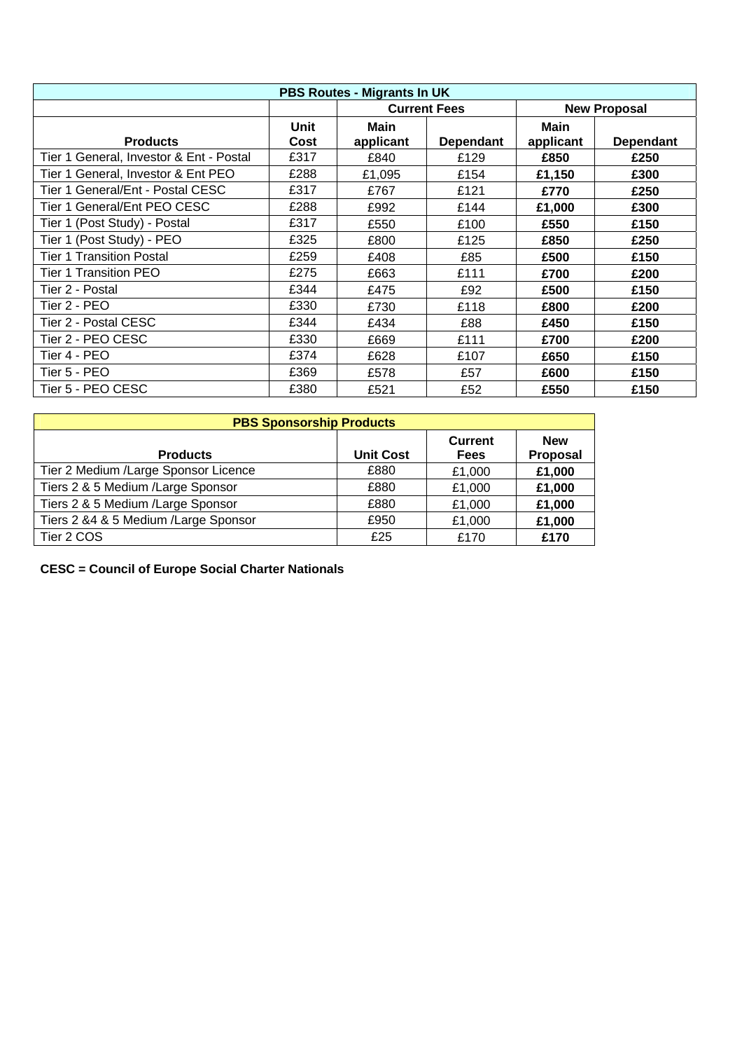| PBS Routes - Migrants In UK | | | | | |
|---|---|---|---|---|---|
| | | Current Fees | | New Proposal | |
| Products | Unit Cost | Main applicant | Dependant | Main applicant | Dependant |
| Tier 1 General, Investor & Ent - Postal | £317 | £840 | £129 | **£850** | **£250** |
| Tier 1 General, Investor & Ent PEO | £288 | £1,095 | £154 | **£1,150** | **£300** |
| Tier 1 General/Ent - Postal CESC | £317 | £767 | £121 | **£770** | **£250** |
| Tier 1 General/Ent PEO CESC | £288 | £992 | £144 | **£1,000** | **£300** |
| Tier 1 (Post Study) - Postal | £317 | £550 | £100 | **£550** | **£150** |
| Tier 1 (Post Study) - PEO | £325 | £800 | £125 | **£850** | **£250** |
| Tier 1 Transition Postal | £259 | £408 | £85 | **£500** | **£150** |
| Tier 1 Transition PEO | £275 | £663 | £111 | **£700** | **£200** |
| Tier 2 - Postal | £344 | £475 | £92 | **£500** | **£150** |
| Tier 2 - PEO | £330 | £730 | £118 | **£800** | **£200** |
| Tier 2 - Postal CESC | £344 | £434 | £88 | **£450** | **£150** |
| Tier 2 - PEO CESC | £330 | £669 | £111 | **£700** | **£200** |
| Tier 4 - PEO | £374 | £628 | £107 | **£650** | **£150** |
| Tier 5 - PEO | £369 | £578 | £57 | **£600** | **£150** |
| Tier 5 - PEO CESC | £380 | £521 | £52 | **£550** | **£150** |

| PBS Sponsorship Products | | | |
|---|---|---|---|
| Products | Unit Cost | Current Fees | New Proposal |
| Tier 2 Medium /Large Sponsor Licence | £880 | £1,000 | **£1,000** |
| Tiers 2 & 5 Medium /Large Sponsor | £880 | £1,000 | **£1,000** |
| Tiers 2 & 5 Medium /Large Sponsor | £880 | £1,000 | **£1,000** |
| Tiers 2 &4 & 5 Medium /Large Sponsor | £950 | £1,000 | **£1,000** |
| Tier 2 COS | £25 | £170 | **£170** |

**CESC = Council of Europe Social Charter Nationals**